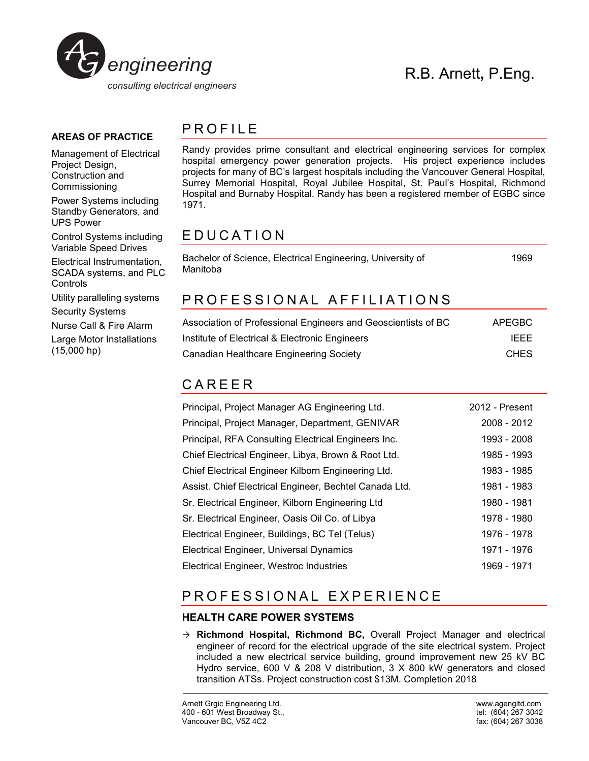**AG engineering**
*consulting electrical engineers*

# R.B. Arnett, P.Eng.

**AREAS OF PRACTICE**

Management of Electrical Project Design, Construction and Commissioning

Power Systems including Standby Generators, and UPS Power

Control Systems including Variable Speed Drives

Electrical Instrumentation, SCADA systems, and PLC Controls

Utility paralleling systems

Security Systems

Nurse Call & Fire Alarm

Large Motor Installations (15,000 hp)

## PROFILE

Randy provides prime consultant and electrical engineering services for complex hospital emergency power generation projects. His project experience includes projects for many of BC's largest hospitals including the Vancouver General Hospital, Surrey Memorial Hospital, Royal Jubilee Hospital, St. Paul's Hospital, Richmond Hospital and Burnaby Hospital. Randy has been a registered member of EGBC since 1971.

## EDUCATION

| | |
|---|---|
| Bachelor of Science, Electrical Engineering, University of Manitoba | 1969 |

## PROFESSIONAL AFFILIATIONS

| | |
|---|---|
| Association of Professional Engineers and Geoscientists of BC | APEGBC |
| Institute of Electrical & Electronic Engineers | IEEE |
| Canadian Healthcare Engineering Society | CHES |

## CAREER

| | |
|---|---|
| Principal, Project Manager AG Engineering Ltd. | 2012 - Present |
| Principal, Project Manager, Department, GENIVAR | 2008 - 2012 |
| Principal, RFA Consulting Electrical Engineers Inc. | 1993 - 2008 |
| Chief Electrical Engineer, Libya, Brown & Root Ltd. | 1985 - 1993 |
| Chief Electrical Engineer Kilborn Engineering Ltd. | 1983 - 1985 |
| Assist. Chief Electrical Engineer, Bechtel Canada Ltd. | 1981 - 1983 |
| Sr. Electrical Engineer, Kilborn Engineering Ltd | 1980 - 1981 |
| Sr. Electrical Engineer, Oasis Oil Co. of Libya | 1978 - 1980 |
| Electrical Engineer, Buildings, BC Tel (Telus) | 1976 - 1978 |
| Electrical Engineer, Universal Dynamics | 1971 - 1976 |
| Electrical Engineer, Westroc Industries | 1969 - 1971 |

## PROFESSIONAL EXPERIENCE

### HEALTH CARE POWER SYSTEMS

→ **Richmond Hospital, Richmond BC,** Overall Project Manager and electrical engineer of record for the electrical upgrade of the site electrical system. Project included a new electrical service building, ground improvement new 25 kV BC Hydro service, 600 V & 208 V distribution, 3 X 800 kW generators and closed transition ATSs. Project construction cost $13M. Completion 2018

Arnett Grgic Engineering Ltd.
400 - 601 West Broadway St.,
Vancouver BC, V5Z 4C2

www.agengltd.com
tel: (604) 267 3042
fax: (604) 267 3038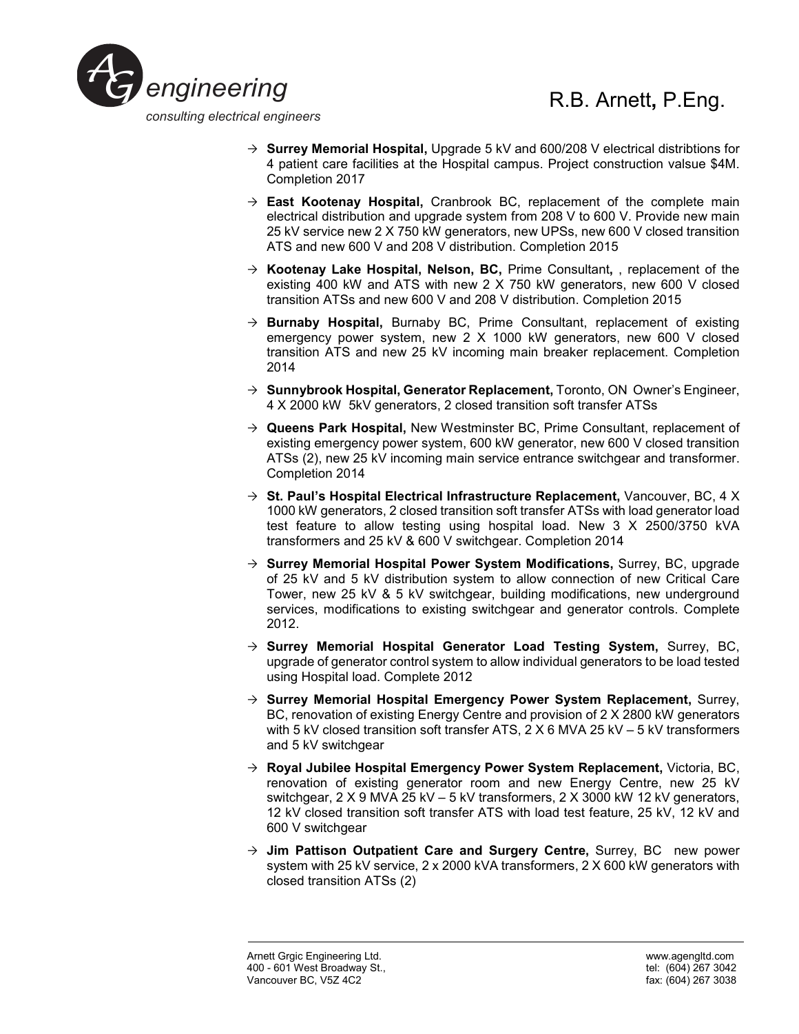- **Surrey Memorial Hospital,** Upgrade 5 kV and 600/208 V electrical distribtions for 4 patient care facilities at the Hospital campus. Project construction valsue $4M. Completion 2017

- **East Kootenay Hospital,** Cranbrook BC, replacement of the complete main electrical distribution and upgrade system from 208 V to 600 V. Provide new main 25 kV service new 2 X 750 kW generators, new UPSs, new 600 V closed transition ATS and new 600 V and 208 V distribution. Completion 2015

- **Kootenay Lake Hospital, Nelson, BC,** Prime Consultant**,** , replacement of the existing 400 kW and ATS with new 2 X 750 kW generators, new 600 V closed transition ATSs and new 600 V and 208 V distribution. Completion 2015

- **Burnaby Hospital,** Burnaby BC, Prime Consultant, replacement of existing emergency power system, new 2 X 1000 kW generators, new 600 V closed transition ATS and new 25 kV incoming main breaker replacement. Completion 2014

- **Sunnybrook Hospital, Generator Replacement,** Toronto, ON Owner's Engineer, 4 X 2000 kW 5kV generators, 2 closed transition soft transfer ATSs

- **Queens Park Hospital,** New Westminster BC, Prime Consultant, replacement of existing emergency power system, 600 kW generator, new 600 V closed transition ATSs (2), new 25 kV incoming main service entrance switchgear and transformer. Completion 2014

- **St. Paul's Hospital Electrical Infrastructure Replacement,** Vancouver, BC, 4 X 1000 kW generators, 2 closed transition soft transfer ATSs with load generator load test feature to allow testing using hospital load. New 3 X 2500/3750 kVA transformers and 25 kV & 600 V switchgear. Completion 2014

- **Surrey Memorial Hospital Power System Modifications,** Surrey, BC, upgrade of 25 kV and 5 kV distribution system to allow connection of new Critical Care Tower, new 25 kV & 5 kV switchgear, building modifications, new underground services, modifications to existing switchgear and generator controls. Complete 2012.

- **Surrey Memorial Hospital Generator Load Testing System,** Surrey, BC, upgrade of generator control system to allow individual generators to be load tested using Hospital load. Complete 2012

- **Surrey Memorial Hospital Emergency Power System Replacement,** Surrey, BC, renovation of existing Energy Centre and provision of 2 X 2800 kW generators with 5 kV closed transition soft transfer ATS, 2 X 6 MVA 25 kV – 5 kV transformers and 5 kV switchgear

- **Royal Jubilee Hospital Emergency Power System Replacement,** Victoria, BC, renovation of existing generator room and new Energy Centre, new 25 kV switchgear, 2 X 9 MVA 25 kV – 5 kV transformers, 2 X 3000 kW 12 kV generators, 12 kV closed transition soft transfer ATS with load test feature, 25 kV, 12 kV and 600 V switchgear

- **Jim Pattison Outpatient Care and Surgery Centre,** Surrey, BC new power system with 25 kV service, 2 x 2000 kVA transformers, 2 X 600 kW generators with closed transition ATSs (2)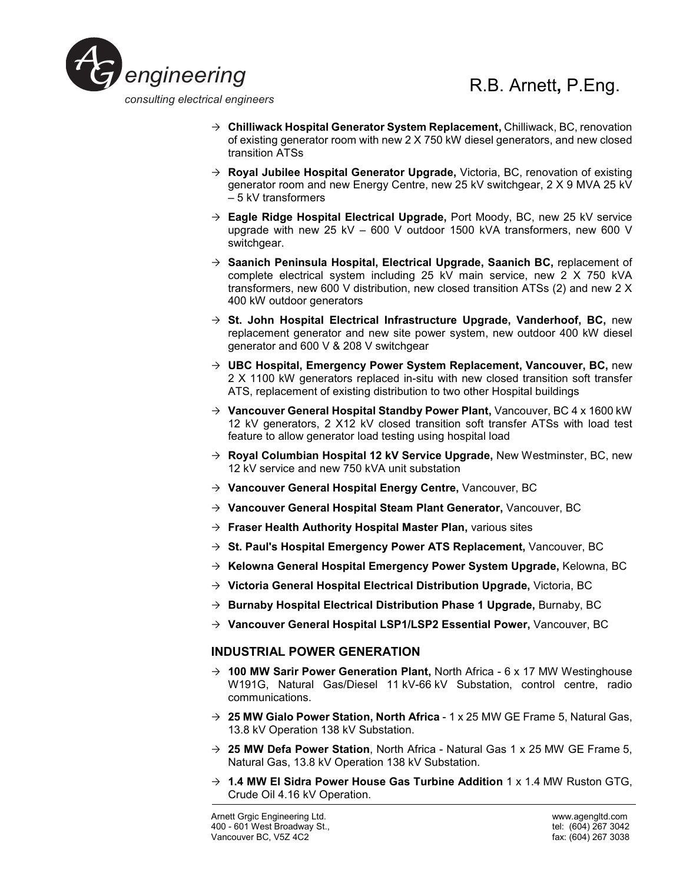- **Chilliwack Hospital Generator System Replacement,** Chilliwack, BC, renovation of existing generator room with new 2 X 750 kW diesel generators, and new closed transition ATSs
- **Royal Jubilee Hospital Generator Upgrade,** Victoria, BC, renovation of existing generator room and new Energy Centre, new 25 kV switchgear, 2 X 9 MVA 25 kV – 5 kV transformers
- **Eagle Ridge Hospital Electrical Upgrade,** Port Moody, BC, new 25 kV service upgrade with new 25 kV – 600 V outdoor 1500 kVA transformers, new 600 V switchgear.
- **Saanich Peninsula Hospital, Electrical Upgrade, Saanich BC,** replacement of complete electrical system including 25 kV main service, new 2 X 750 kVA transformers, new 600 V distribution, new closed transition ATSs (2) and new 2 X 400 kW outdoor generators
- **St. John Hospital Electrical Infrastructure Upgrade, Vanderhoof, BC,** new replacement generator and new site power system, new outdoor 400 kW diesel generator and 600 V & 208 V switchgear
- **UBC Hospital, Emergency Power System Replacement, Vancouver, BC,** new 2 X 1100 kW generators replaced in-situ with new closed transition soft transfer ATS, replacement of existing distribution to two other Hospital buildings
- **Vancouver General Hospital Standby Power Plant,** Vancouver, BC 4 x 1600 kW 12 kV generators, 2 X12 kV closed transition soft transfer ATSs with load test feature to allow generator load testing using hospital load
- **Royal Columbian Hospital 12 kV Service Upgrade,** New Westminster, BC, new 12 kV service and new 750 kVA unit substation
- **Vancouver General Hospital Energy Centre,** Vancouver, BC
- **Vancouver General Hospital Steam Plant Generator,** Vancouver, BC
- **Fraser Health Authority Hospital Master Plan,** various sites
- **St. Paul's Hospital Emergency Power ATS Replacement,** Vancouver, BC
- **Kelowna General Hospital Emergency Power System Upgrade,** Kelowna, BC
- **Victoria General Hospital Electrical Distribution Upgrade,** Victoria, BC
- **Burnaby Hospital Electrical Distribution Phase 1 Upgrade,** Burnaby, BC
- **Vancouver General Hospital LSP1/LSP2 Essential Power,** Vancouver, BC

## INDUSTRIAL POWER GENERATION

- **100 MW Sarir Power Generation Plant,** North Africa - 6 x 17 MW Westinghouse W191G, Natural Gas/Diesel 11 kV-66 kV Substation, control centre, radio communications.
- **25 MW Gialo Power Station, North Africa** - 1 x 25 MW GE Frame 5, Natural Gas, 13.8 kV Operation 138 kV Substation.
- **25 MW Defa Power Station**, North Africa - Natural Gas 1 x 25 MW GE Frame 5, Natural Gas, 13.8 kV Operation 138 kV Substation.
- **1.4 MW El Sidra Power House Gas Turbine Addition** 1 x 1.4 MW Ruston GTG, Crude Oil 4.16 kV Operation.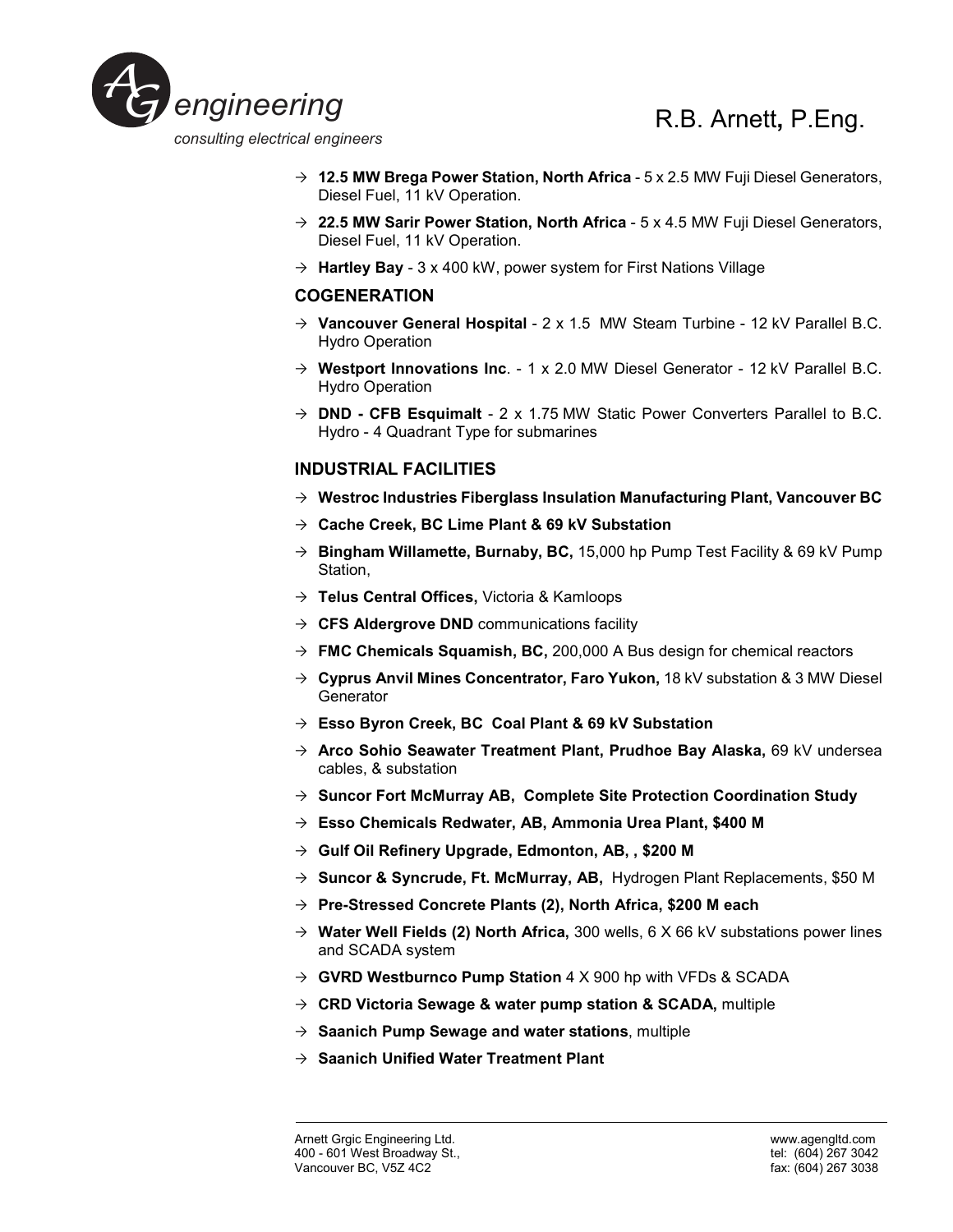- **12.5 MW Brega Power Station, North Africa** - 5 x 2.5 MW Fuji Diesel Generators, Diesel Fuel, 11 kV Operation.
- **22.5 MW Sarir Power Station, North Africa** - 5 x 4.5 MW Fuji Diesel Generators, Diesel Fuel, 11 kV Operation.
- **Hartley Bay** - 3 x 400 kW, power system for First Nations Village

### COGENERATION

- **Vancouver General Hospital** - 2 x 1.5 MW Steam Turbine - 12 kV Parallel B.C. Hydro Operation
- **Westport Innovations Inc**. - 1 x 2.0 MW Diesel Generator - 12 kV Parallel B.C. Hydro Operation
- **DND - CFB Esquimalt** - 2 x 1.75 MW Static Power Converters Parallel to B.C. Hydro - 4 Quadrant Type for submarines

### INDUSTRIAL FACILITIES

- **Westroc Industries Fiberglass Insulation Manufacturing Plant, Vancouver BC**
- **Cache Creek, BC Lime Plant & 69 kV Substation**
- **Bingham Willamette, Burnaby, BC,** 15,000 hp Pump Test Facility & 69 kV Pump Station,
- **Telus Central Offices,** Victoria & Kamloops
- **CFS Aldergrove DND** communications facility
- **FMC Chemicals Squamish, BC,** 200,000 A Bus design for chemical reactors
- **Cyprus Anvil Mines Concentrator, Faro Yukon,** 18 kV substation & 3 MW Diesel Generator
- **Esso Byron Creek, BC Coal Plant & 69 kV Substation**
- **Arco Sohio Seawater Treatment Plant, Prudhoe Bay Alaska,** 69 kV undersea cables, & substation
- **Suncor Fort McMurray AB, Complete Site Protection Coordination Study**
- **Esso Chemicals Redwater, AB, Ammonia Urea Plant, $400 M**
- **Gulf Oil Refinery Upgrade, Edmonton, AB, , $200 M**
- **Suncor & Syncrude, Ft. McMurray, AB,** Hydrogen Plant Replacements, $50 M
- **Pre-Stressed Concrete Plants (2), North Africa, $200 M each**
- **Water Well Fields (2) North Africa,** 300 wells, 6 X 66 kV substations power lines and SCADA system
- **GVRD Westburnco Pump Station** 4 X 900 hp with VFDs & SCADA
- **CRD Victoria Sewage & water pump station & SCADA,** multiple
- **Saanich Pump Sewage and water stations**, multiple
- **Saanich Unified Water Treatment Plant**